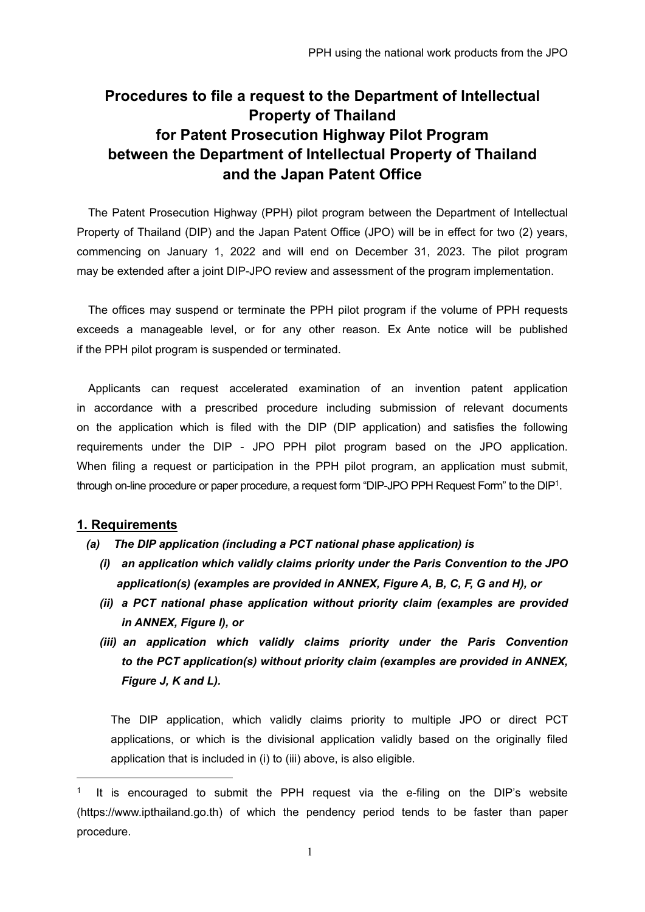# Procedures to file a request to the Department of Intellectual Property of Thailand for Patent Prosecution Highway Pilot Program between the Department of Intellectual Property of Thailand and the Japan Patent Office

The Patent Prosecution Highway (PPH) pilot program between the Department of Intellectual Property of Thailand (DIP) and the Japan Patent Office (JPO) will be in effect for two (2) years, commencing on January 1, 2022 and will end on December 31, 2023. The pilot program may be extended after a joint DIP-JPO review and assessment of the program implementation.

The offices may suspend or terminate the PPH pilot program if the volume of PPH requests exceeds a manageable level, or for any other reason. Ex Ante notice will be published if the PPH pilot program is suspended or terminated.

Applicants can request accelerated examination of an invention patent application in accordance with a prescribed procedure including submission of relevant documents on the application which is filed with the DIP (DIP application) and satisfies the following requirements under the DIP - JPO PPH pilot program based on the JPO application. When filing a request or participation in the PPH pilot program, an application must submit, through on-line procedure or paper procedure, a request form "DIP-JPO PPH Request Form" to the DIP[1].

## 1. Requirements

***(a) The DIP application (including a PCT national phase application) is***

- ***(i) an application which validly claims priority under the Paris Convention to the JPO application(s) (examples are provided in ANNEX, Figure A, B, C, F, G and H), or***
- ***(ii) a PCT national phase application without priority claim (examples are provided in ANNEX, Figure I), or***
- ***(iii) an application which validly claims priority under the Paris Convention to the PCT application(s) without priority claim (examples are provided in ANNEX, Figure J, K and L).***

The DIP application, which validly claims priority to multiple JPO or direct PCT applications, or which is the divisional application validly based on the originally filed application that is included in (i) to (iii) above, is also eligible.

---

[1] It is encouraged to submit the PPH request via the e-filing on the DIP's website (https://www.ipthailand.go.th) of which the pendency period tends to be faster than paper procedure.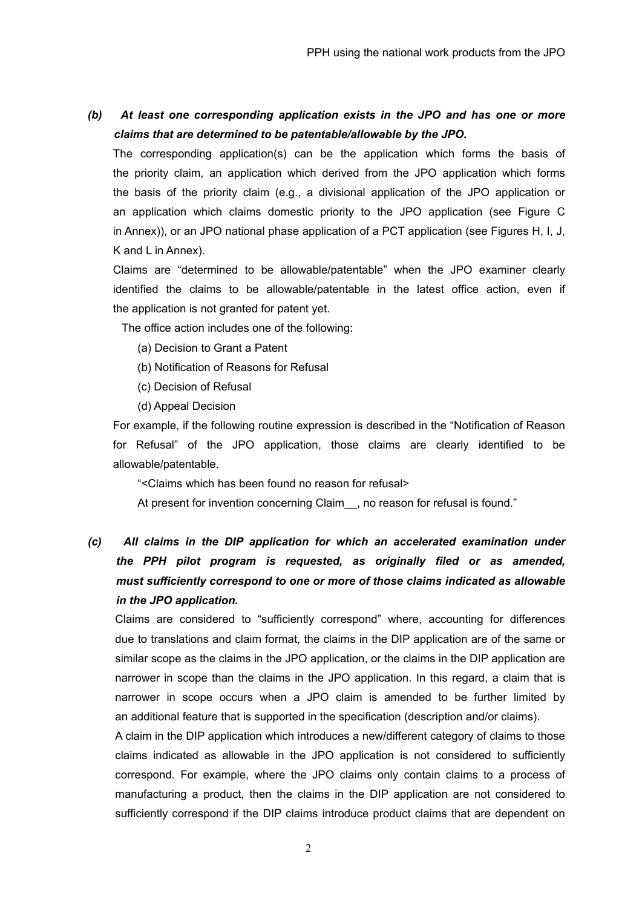***(b) At least one corresponding application exists in the JPO and has one or more claims that are determined to be patentable/allowable by the JPO.***

The corresponding application(s) can be the application which forms the basis of the priority claim, an application which derived from the JPO application which forms the basis of the priority claim (e.g., a divisional application of the JPO application or an application which claims domestic priority to the JPO application (see Figure C in Annex)), or an JPO national phase application of a PCT application (see Figures H, I, J, K and L in Annex).

Claims are "determined to be allowable/patentable" when the JPO examiner clearly identified the claims to be allowable/patentable in the latest office action, even if the application is not granted for patent yet.

The office action includes one of the following:

(a) Decision to Grant a Patent

(b) Notification of Reasons for Refusal

(c) Decision of Refusal

(d) Appeal Decision

For example, if the following routine expression is described in the "Notification of Reason for Refusal" of the JPO application, those claims are clearly identified to be allowable/patentable.

"<Claims which has been found no reason for refusal>

At present for invention concerning Claim__, no reason for refusal is found."

***(c) All claims in the DIP application for which an accelerated examination under the PPH pilot program is requested, as originally filed or as amended, must sufficiently correspond to one or more of those claims indicated as allowable in the JPO application.***

Claims are considered to "sufficiently correspond" where, accounting for differences due to translations and claim format, the claims in the DIP application are of the same or similar scope as the claims in the JPO application, or the claims in the DIP application are narrower in scope than the claims in the JPO application. In this regard, a claim that is narrower in scope occurs when a JPO claim is amended to be further limited by an additional feature that is supported in the specification (description and/or claims).

A claim in the DIP application which introduces a new/different category of claims to those claims indicated as allowable in the JPO application is not considered to sufficiently correspond. For example, where the JPO claims only contain claims to a process of manufacturing a product, then the claims in the DIP application are not considered to sufficiently correspond if the DIP claims introduce product claims that are dependent on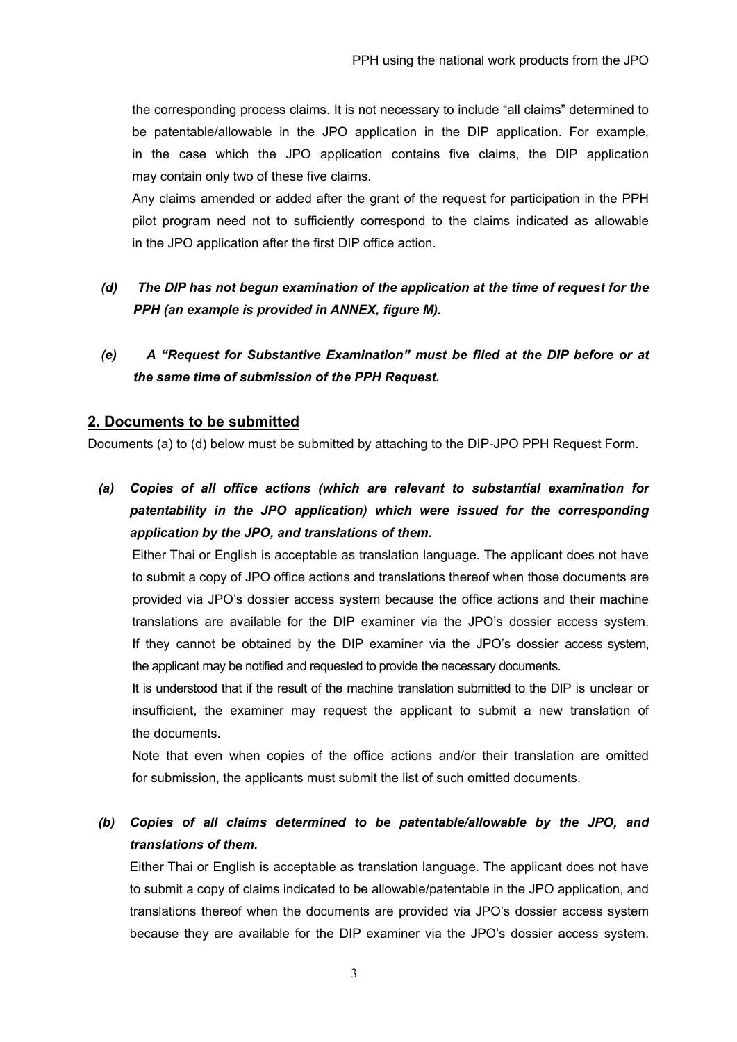the corresponding process claims. It is not necessary to include "all claims" determined to be patentable/allowable in the JPO application in the DIP application. For example, in the case which the JPO application contains five claims, the DIP application may contain only two of these five claims.

Any claims amended or added after the grant of the request for participation in the PPH pilot program need not to sufficiently correspond to the claims indicated as allowable in the JPO application after the first DIP office action.

*(d)* ***The DIP has not begun examination of the application at the time of request for the PPH (an example is provided in ANNEX, figure M).***

*(e)* ***A "Request for Substantive Examination" must be filed at the DIP before or at the same time of submission of the PPH Request.***

## 2. Documents to be submitted

Documents (a) to (d) below must be submitted by attaching to the DIP-JPO PPH Request Form.

*(a)* ***Copies of all office actions (which are relevant to substantial examination for patentability in the JPO application) which were issued for the corresponding application by the JPO, and translations of them.***

Either Thai or English is acceptable as translation language. The applicant does not have to submit a copy of JPO office actions and translations thereof when those documents are provided via JPO's dossier access system because the office actions and their machine translations are available for the DIP examiner via the JPO's dossier access system. If they cannot be obtained by the DIP examiner via the JPO's dossier access system, the applicant may be notified and requested to provide the necessary documents.

It is understood that if the result of the machine translation submitted to the DIP is unclear or insufficient, the examiner may request the applicant to submit a new translation of the documents.

Note that even when copies of the office actions and/or their translation are omitted for submission, the applicants must submit the list of such omitted documents.

*(b)* ***Copies of all claims determined to be patentable/allowable by the JPO, and translations of them.***

Either Thai or English is acceptable as translation language. The applicant does not have to submit a copy of claims indicated to be allowable/patentable in the JPO application, and translations thereof when the documents are provided via JPO's dossier access system because they are available for the DIP examiner via the JPO's dossier access system.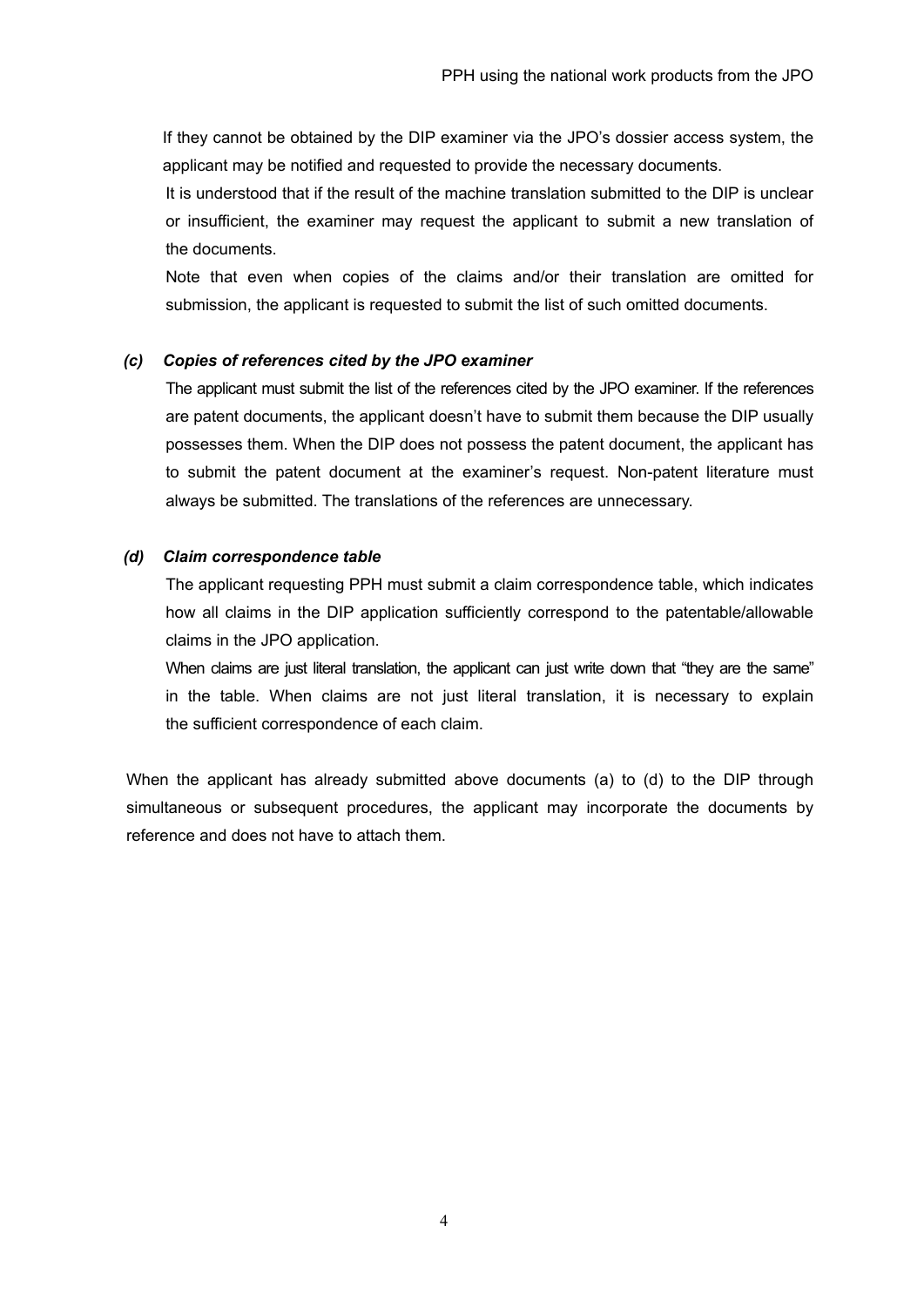If they cannot be obtained by the DIP examiner via the JPO's dossier access system, the applicant may be notified and requested to provide the necessary documents.

It is understood that if the result of the machine translation submitted to the DIP is unclear or insufficient, the examiner may request the applicant to submit a new translation of the documents.

Note that even when copies of the claims and/or their translation are omitted for submission, the applicant is requested to submit the list of such omitted documents.

***(c) Copies of references cited by the JPO examiner***

The applicant must submit the list of the references cited by the JPO examiner. If the references are patent documents, the applicant doesn't have to submit them because the DIP usually possesses them. When the DIP does not possess the patent document, the applicant has to submit the patent document at the examiner's request. Non-patent literature must always be submitted. The translations of the references are unnecessary.

***(d) Claim correspondence table***

The applicant requesting PPH must submit a claim correspondence table, which indicates how all claims in the DIP application sufficiently correspond to the patentable/allowable claims in the JPO application.

When claims are just literal translation, the applicant can just write down that "they are the same" in the table. When claims are not just literal translation, it is necessary to explain the sufficient correspondence of each claim.

When the applicant has already submitted above documents (a) to (d) to the DIP through simultaneous or subsequent procedures, the applicant may incorporate the documents by reference and does not have to attach them.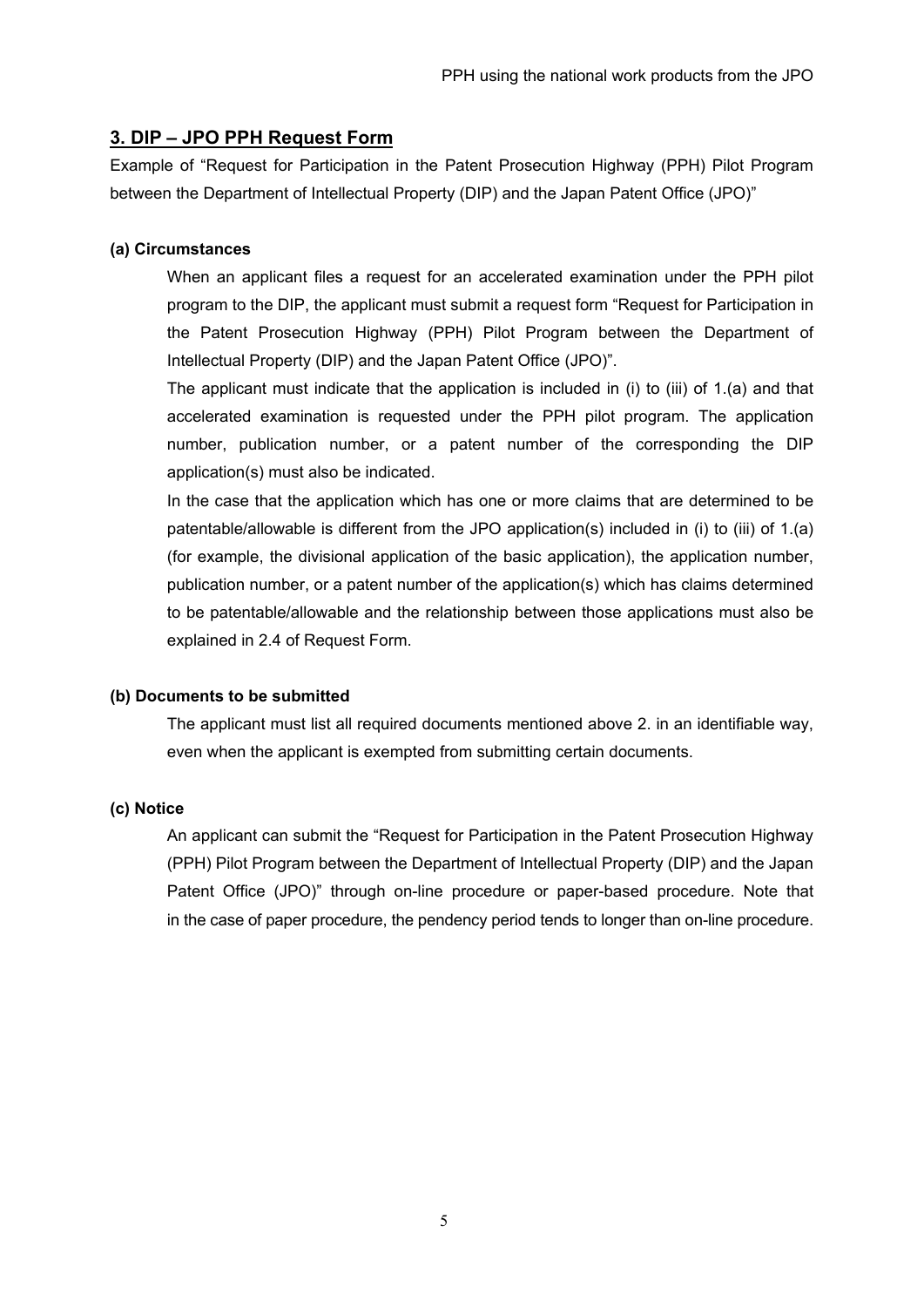## 3. DIP – JPO PPH Request Form

Example of "Request for Participation in the Patent Prosecution Highway (PPH) Pilot Program between the Department of Intellectual Property (DIP) and the Japan Patent Office (JPO)"

### (a) Circumstances

When an applicant files a request for an accelerated examination under the PPH pilot program to the DIP, the applicant must submit a request form "Request for Participation in the Patent Prosecution Highway (PPH) Pilot Program between the Department of Intellectual Property (DIP) and the Japan Patent Office (JPO)".

The applicant must indicate that the application is included in (i) to (iii) of 1.(a) and that accelerated examination is requested under the PPH pilot program. The application number, publication number, or a patent number of the corresponding the DIP application(s) must also be indicated.

In the case that the application which has one or more claims that are determined to be patentable/allowable is different from the JPO application(s) included in (i) to (iii) of 1.(a) (for example, the divisional application of the basic application), the application number, publication number, or a patent number of the application(s) which has claims determined to be patentable/allowable and the relationship between those applications must also be explained in 2.4 of Request Form.

### (b) Documents to be submitted

The applicant must list all required documents mentioned above 2. in an identifiable way, even when the applicant is exempted from submitting certain documents.

### (c) Notice

An applicant can submit the "Request for Participation in the Patent Prosecution Highway (PPH) Pilot Program between the Department of Intellectual Property (DIP) and the Japan Patent Office (JPO)" through on-line procedure or paper-based procedure. Note that in the case of paper procedure, the pendency period tends to longer than on-line procedure.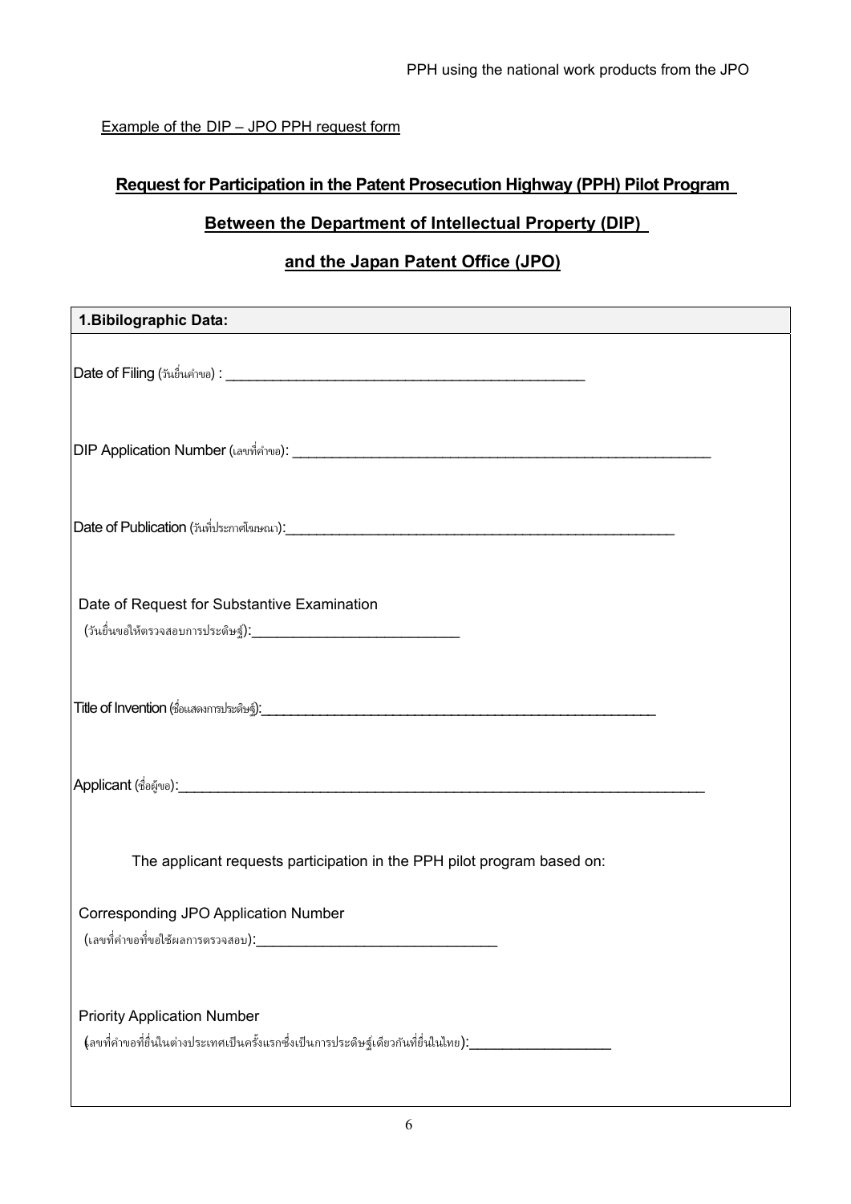Example of the DIP – JPO PPH request form

## Request for Participation in the Patent Prosecution Highway (PPH) Pilot Program

## Between the Department of Intellectual Property (DIP)

## and the Japan Patent Office (JPO)

| **1.Bibilographic Data:** |
|---|
| Date of Filing (วันยื่นคำขอ) : ______________________________________________ |
| DIP Application Number (เลขที่คำขอ): ______________________________________________________ |
| Date of Publication (วันที่ประกาศโฆษณา):______________________________________________________ |
| Date of Request for Substantive Examination<br>(วันยื่นขอให้ตรวจสอบการประดิษฐ์):___________________________ |
| Title of Invention (ชื่อแสดงการประดิษฐ์):_______________________________________________________ |
| Applicant (ชื่อผู้ขอ):_____________________________________________________________________ |
| The applicant requests participation in the PPH pilot program based on: |
| Corresponding JPO Application Number<br>(เลขที่คำขอที่ขอใช้ผลการตรวจสอบ):_______________________________ |
| Priority Application Number<br>(เลขที่คำขอที่ยื่นในต่างประเทศเป็นครั้งแรกซึ่งเป็นการประดิษฐ์เดียวกันที่ยื่นในไทย):__________________ |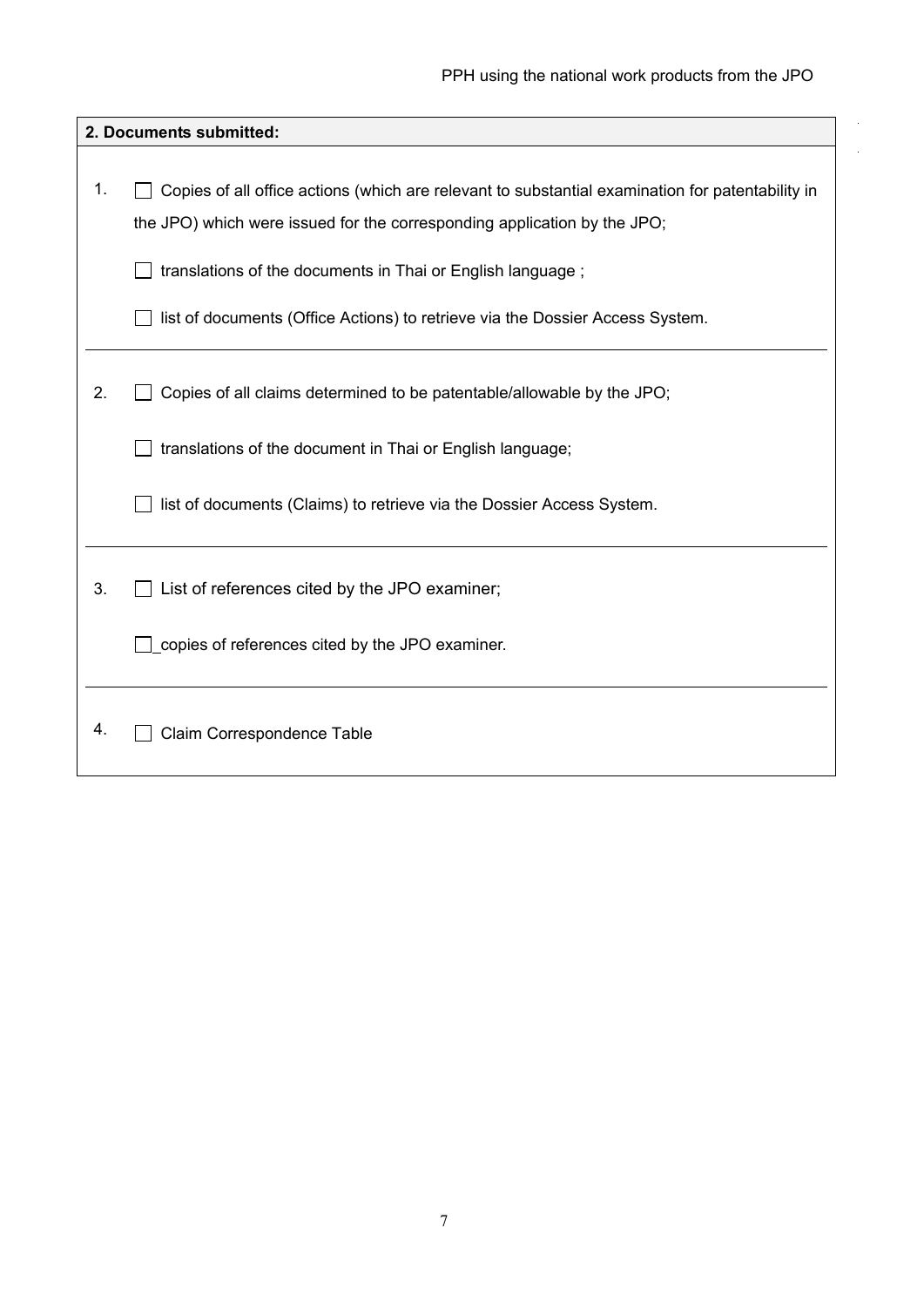## 2. Documents submitted:

1. ☐ Copies of all office actions (which are relevant to substantial examination for patentability in the JPO) which were issued for the corresponding application by the JPO;

   ☐ translations of the documents in Thai or English language ;

   ☐ list of documents (Office Actions) to retrieve via the Dossier Access System.

2. ☐ Copies of all claims determined to be patentable/allowable by the JPO;

   ☐ translations of the document in Thai or English language;

   ☐ list of documents (Claims) to retrieve via the Dossier Access System.

3. ☐ List of references cited by the JPO examiner;

   ☐_copies of references cited by the JPO examiner.

4. ☐ Claim Correspondence Table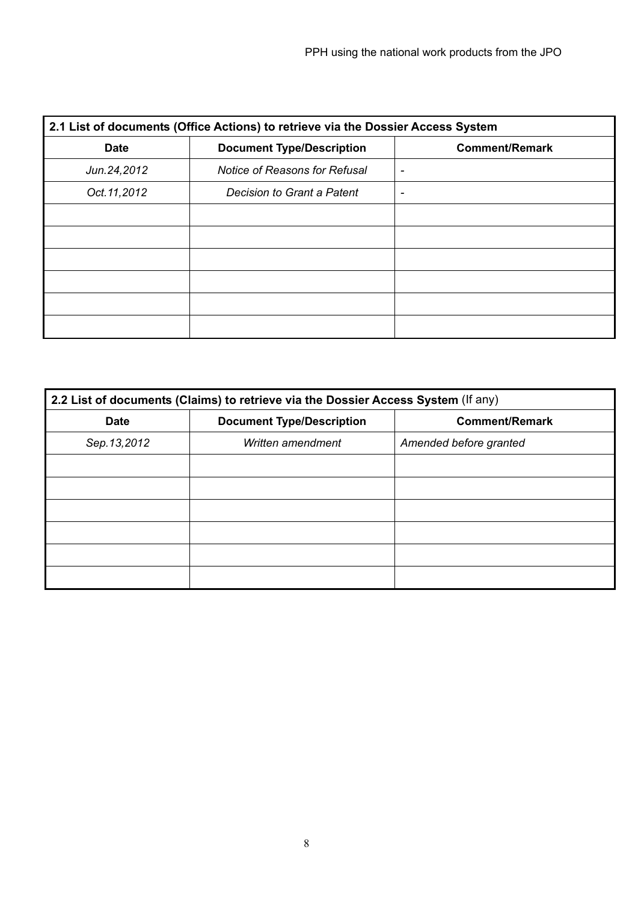| **2.1 List of documents (Office Actions) to retrieve via the Dossier Access System** | | |
|---|---|---|
| **Date** | **Document Type/Description** | **Comment/Remark** |
| *Jun.24,2012* | *Notice of Reasons for Refusal* | - |
| *Oct.11,2012* | *Decision to Grant a Patent* | - |
| | | |
| | | |
| | | |
| | | |
| | | |
| | | |

| **2.2 List of documents (Claims) to retrieve via the Dossier Access System** (If any) | | |
|---|---|---|
| **Date** | **Document Type/Description** | **Comment/Remark** |
| *Sep.13,2012* | *Written amendment* | *Amended before granted* |
| | | |
| | | |
| | | |
| | | |
| | | |
| | | |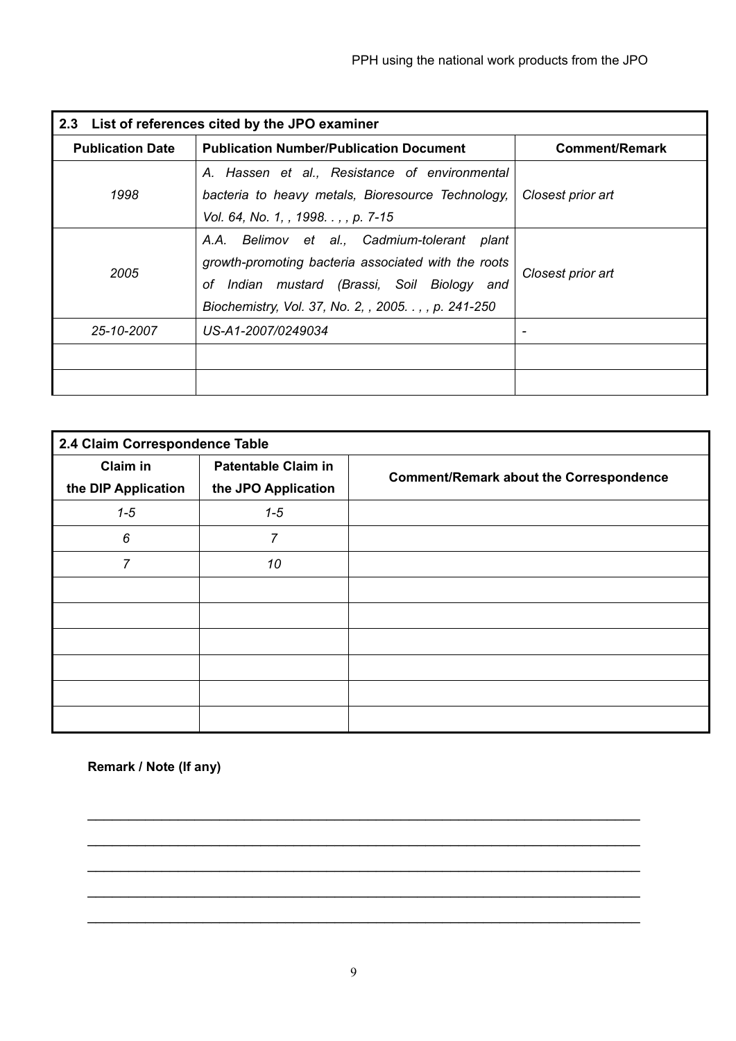| 2.3 List of references cited by the JPO examiner | | |
|---|---|---|
| **Publication Date** | **Publication Number/Publication Document** | **Comment/Remark** |
| *1998* | *A. Hassen et al., Resistance of environmental bacteria to heavy metals, Bioresource Technology, Vol. 64, No. 1, , 1998. . , , p. 7-15* | *Closest prior art* |
| *2005* | *A.A. Belimov et al., Cadmium-tolerant plant growth-promoting bacteria associated with the roots of Indian mustard (Brassi, Soil Biology and Biochemistry, Vol. 37, No. 2, , 2005. . , , p. 241-250* | *Closest prior art* |
| *25-10-2007* | *US-A1-2007/0249034* | - |
| | | |
| | | |

| 2.4 Claim Correspondence Table | | |
|---|---|---|
| **Claim in the DIP Application** | **Patentable Claim in the JPO Application** | **Comment/Remark about the Correspondence** |
| *1-5* | *1-5* | |
| *6* | *7* | |
| *7* | *10* | |
| | | |
| | | |
| | | |
| | | |
| | | |
| | | |

**Remark / Note (If any)**

\_\_\_\_\_\_\_\_\_\_\_\_\_\_\_\_\_\_\_\_\_\_\_\_\_\_\_\_\_\_\_\_\_\_\_\_\_\_\_\_\_\_\_\_\_\_\_\_\_\_\_\_\_\_\_\_\_\_\_\_\_\_\_\_\_\_\_\_\_\_

\_\_\_\_\_\_\_\_\_\_\_\_\_\_\_\_\_\_\_\_\_\_\_\_\_\_\_\_\_\_\_\_\_\_\_\_\_\_\_\_\_\_\_\_\_\_\_\_\_\_\_\_\_\_\_\_\_\_\_\_\_\_\_\_\_\_\_\_\_\_

\_\_\_\_\_\_\_\_\_\_\_\_\_\_\_\_\_\_\_\_\_\_\_\_\_\_\_\_\_\_\_\_\_\_\_\_\_\_\_\_\_\_\_\_\_\_\_\_\_\_\_\_\_\_\_\_\_\_\_\_\_\_\_\_\_\_\_\_\_\_

\_\_\_\_\_\_\_\_\_\_\_\_\_\_\_\_\_\_\_\_\_\_\_\_\_\_\_\_\_\_\_\_\_\_\_\_\_\_\_\_\_\_\_\_\_\_\_\_\_\_\_\_\_\_\_\_\_\_\_\_\_\_\_\_\_\_\_\_\_\_

\_\_\_\_\_\_\_\_\_\_\_\_\_\_\_\_\_\_\_\_\_\_\_\_\_\_\_\_\_\_\_\_\_\_\_\_\_\_\_\_\_\_\_\_\_\_\_\_\_\_\_\_\_\_\_\_\_\_\_\_\_\_\_\_\_\_\_\_\_\_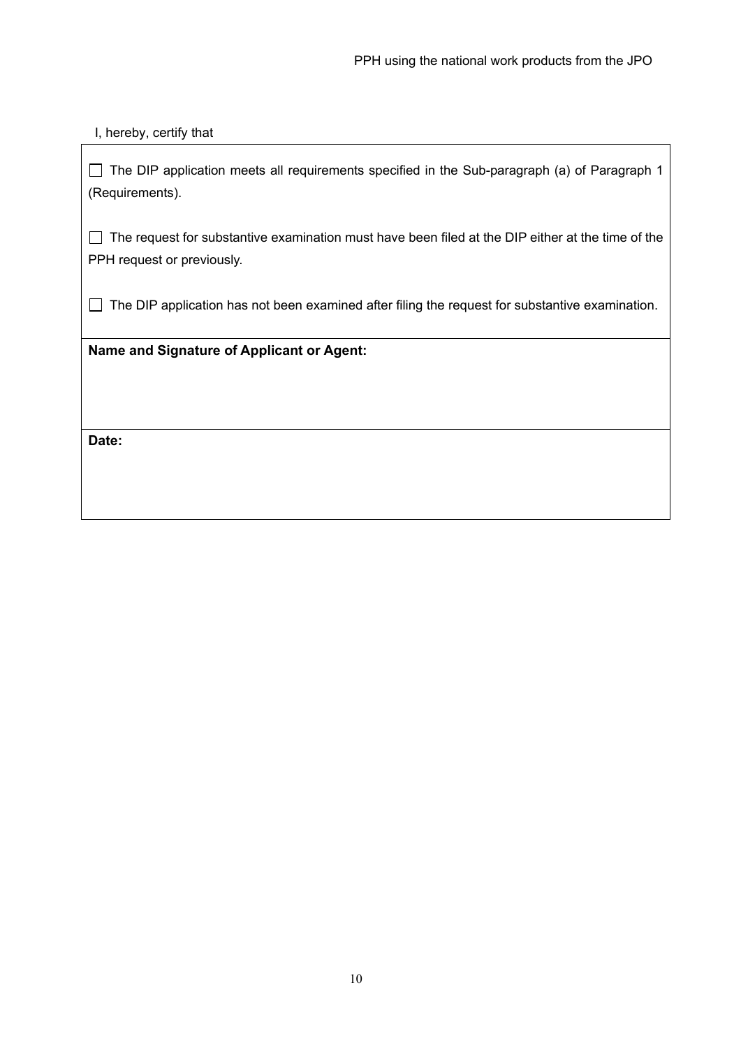I, hereby, certify that

| |
|---|
| ☐ The DIP application meets all requirements specified in the Sub-paragraph (a) of Paragraph 1 (Requirements).<br><br>☐ The request for substantive examination must have been filed at the DIP either at the time of the PPH request or previously.<br><br>☐ The DIP application has not been examined after filing the request for substantive examination. |
| **Name and Signature of Applicant or Agent:** |
| **Date:** |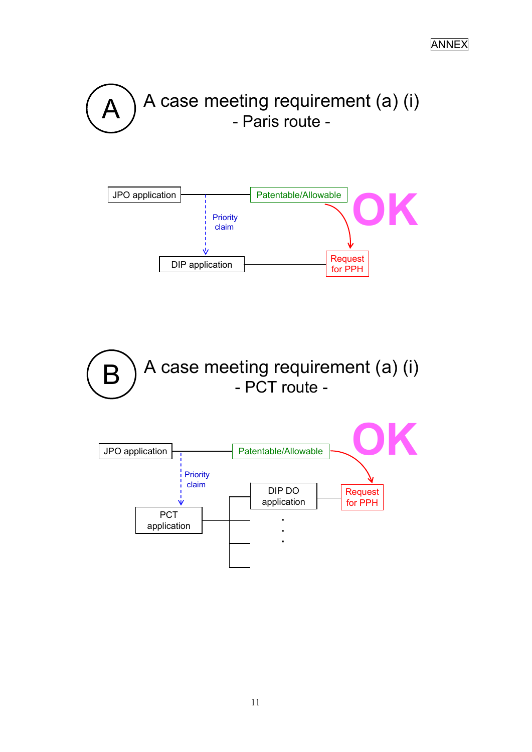ANNEX

## A　A case meeting requirement (a) (i)
### - Paris route -

JPO application — Patentable/Allowable

Priority claim

DIP application — Request for PPH

OK

## B　A case meeting requirement (a) (i)
### - PCT route -

JPO application — Patentable/Allowable

Priority claim

PCT application — DIP DO application — Request for PPH

OK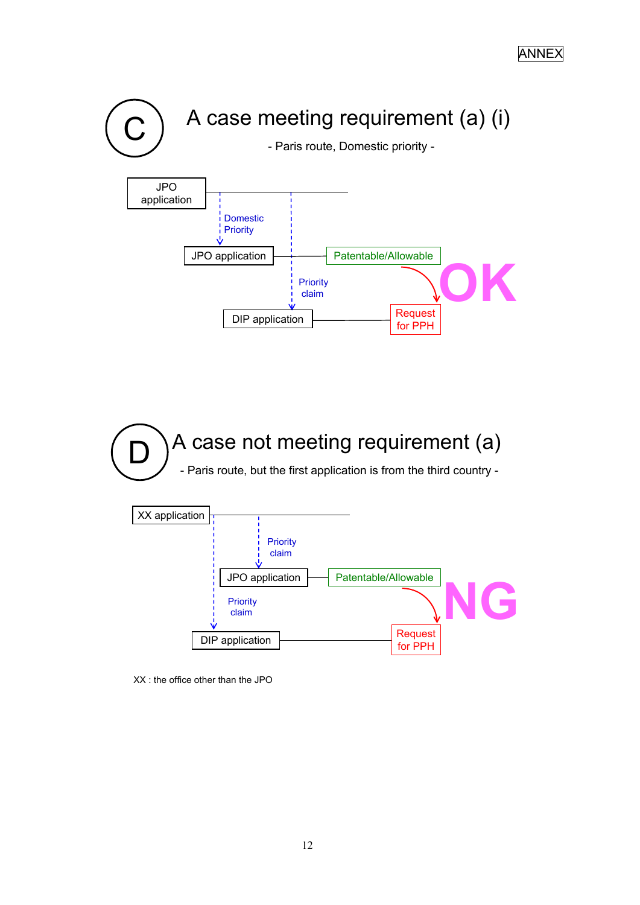ANNEX

# C A case meeting requirement (a) (i)

- Paris route, Domestic priority -

JPO application

Domestic Priority

JPO application — Patentable/Allowable

Priority claim

DIP application — Request for PPH

OK

# D A case not meeting requirement (a)

- Paris route, but the first application is from the third country -

XX application

Priority claim

JPO application — Patentable/Allowable

Priority claim

DIP application — Request for PPH

NG

XX : the office other than the JPO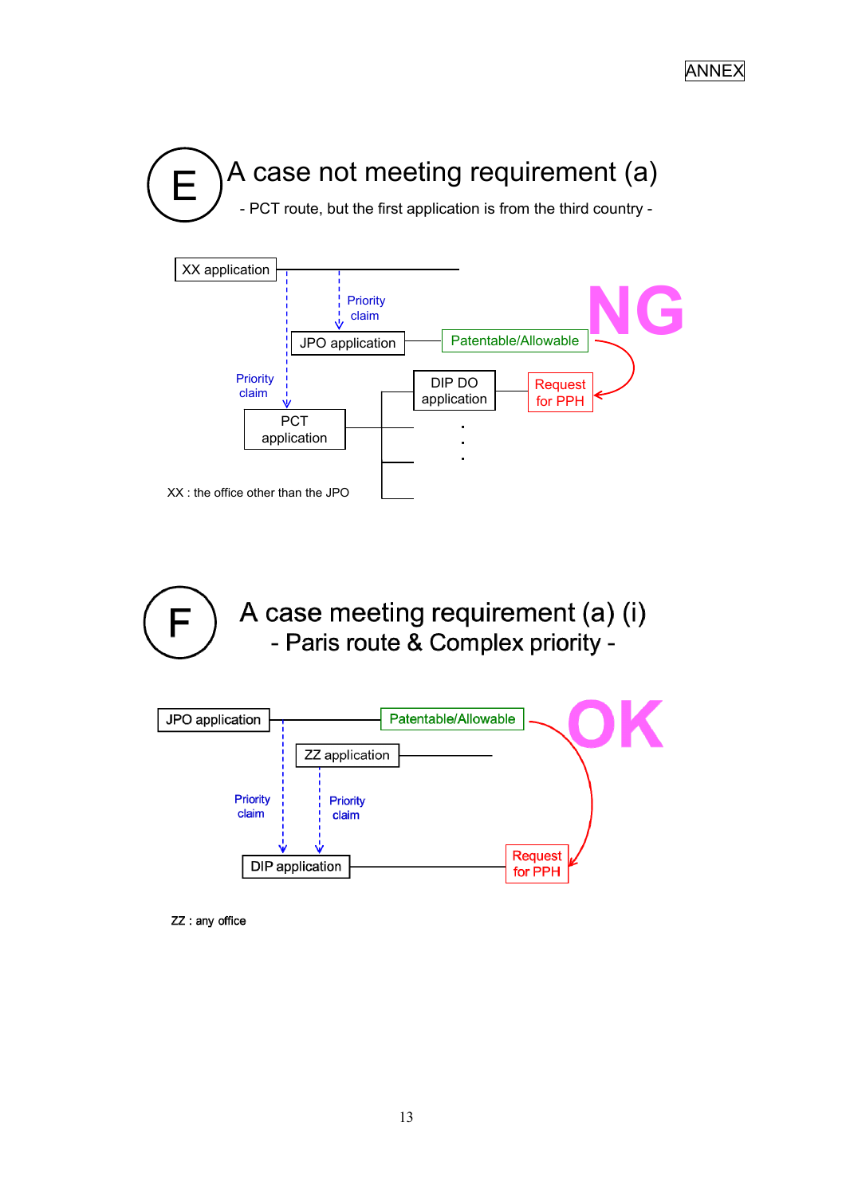ANNEX

# E A case not meeting requirement (a)

- PCT route, but the first application is from the third country -

XX application

Priority claim

JPO application

Patentable/Allowable

NG

Priority claim

DIP DO application

Request for PPH

PCT application

XX : the office other than the JPO

# F A case meeting requirement (a) (i)

## - Paris route & Complex priority -

JPO application

Patentable/Allowable

OK

ZZ application

Priority claim

Priority claim

DIP application

Request for PPH

ZZ : any office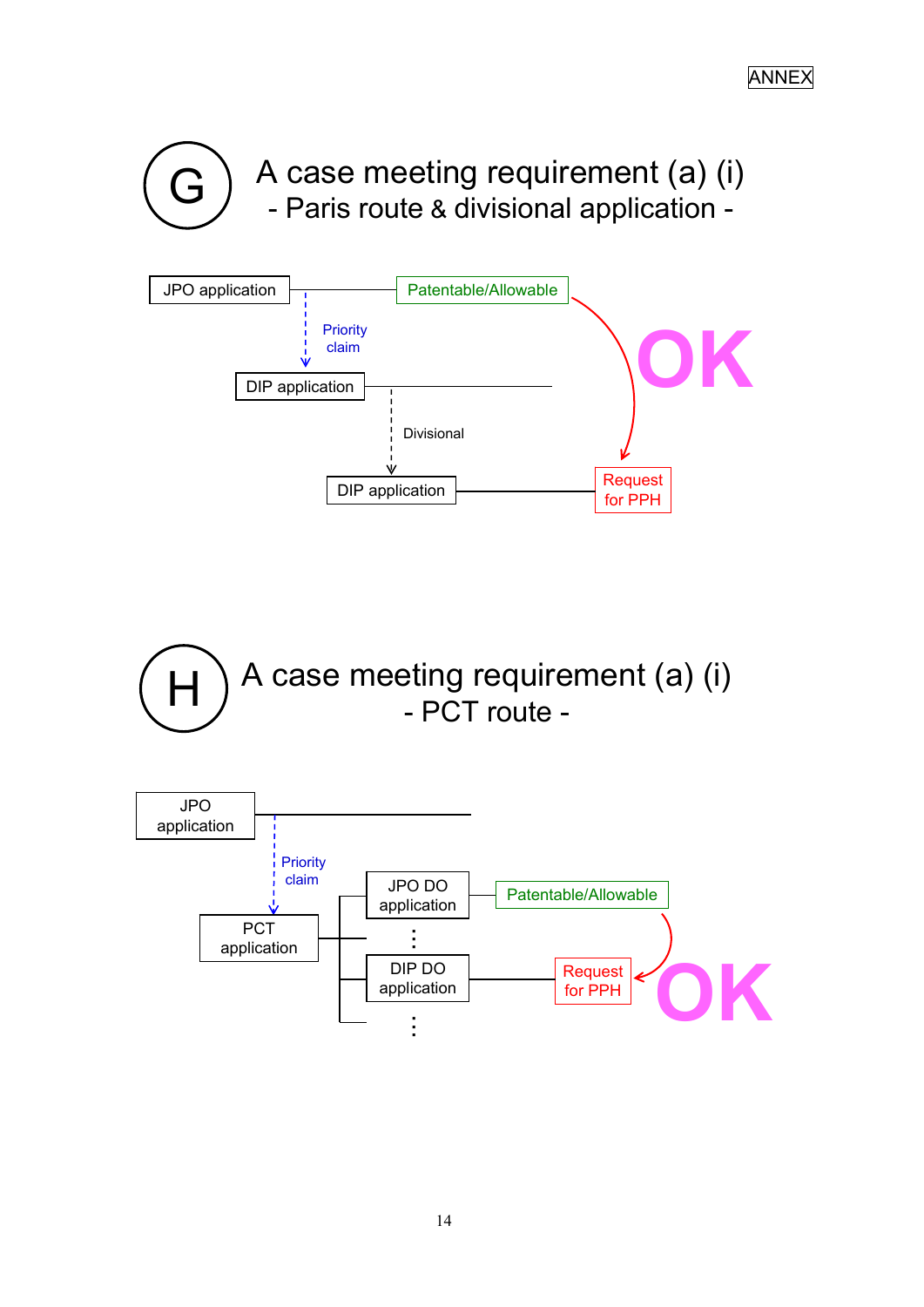ANNEX

## G — A case meeting requirement (a) (i)
### - Paris route & divisional application -

JPO application — Patentable/Allowable

Priority claim

DIP application

Divisional

DIP application — Request for PPH

OK

## H — A case meeting requirement (a) (i)
### - PCT route -

JPO application

Priority claim

PCT application

JPO DO application — Patentable/Allowable

⋮

DIP DO application — Request for PPH

⋮

OK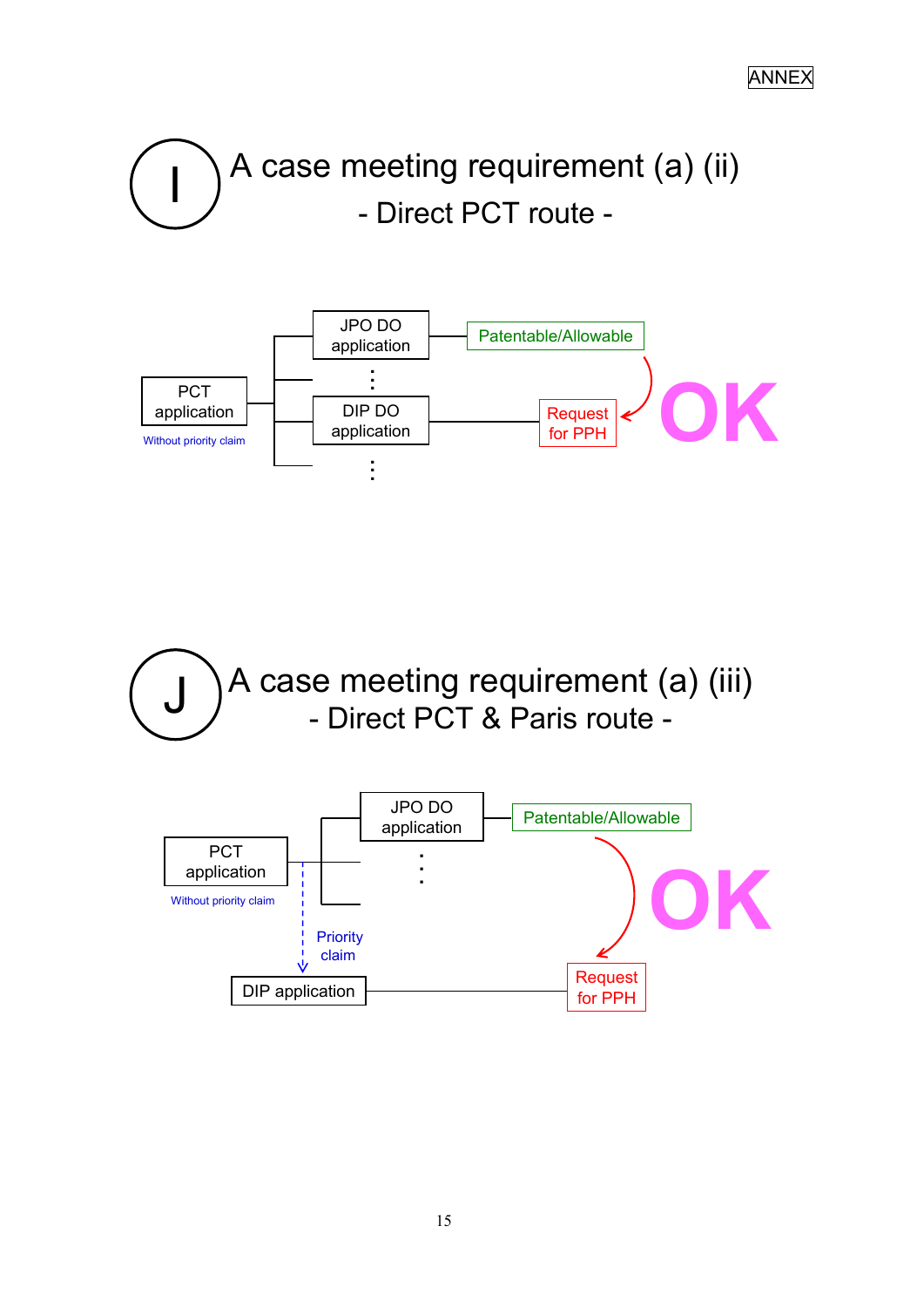ANNEX

## I A case meeting requirement (a) (ii)

### - Direct PCT route -

PCT application

Without priority claim

JPO DO application

DIP DO application

Patentable/Allowable

Request for PPH

OK

## J A case meeting requirement (a) (iii)

### - Direct PCT & Paris route -

PCT application

Without priority claim

JPO DO application

Priority claim

DIP application

Patentable/Allowable

Request for PPH

OK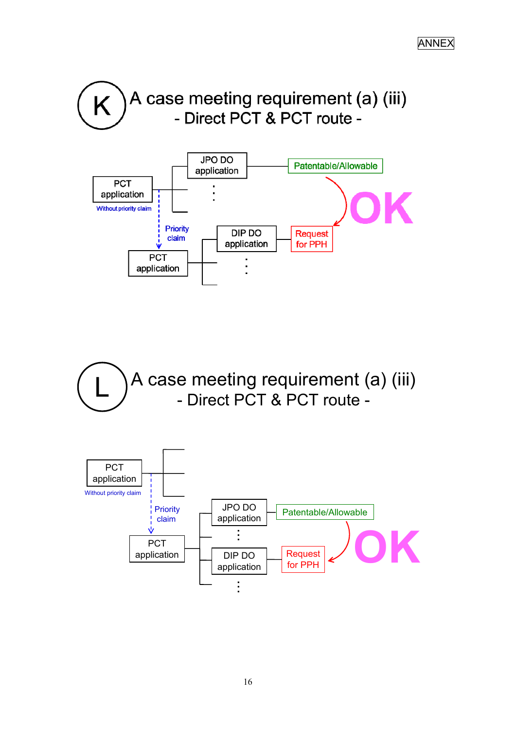ANNEX

## K — A case meeting requirement (a) (iii)
### - Direct PCT & PCT route -

PCT application

Without priority claim

JPO DO application

Patentable/Allowable

Priority claim

PCT application

DIP DO application

Request for PPH

OK

## L — A case meeting requirement (a) (iii)
### - Direct PCT & PCT route -

PCT application

Without priority claim

Priority claim

PCT application

JPO DO application

Patentable/Allowable

DIP DO application

Request for PPH

OK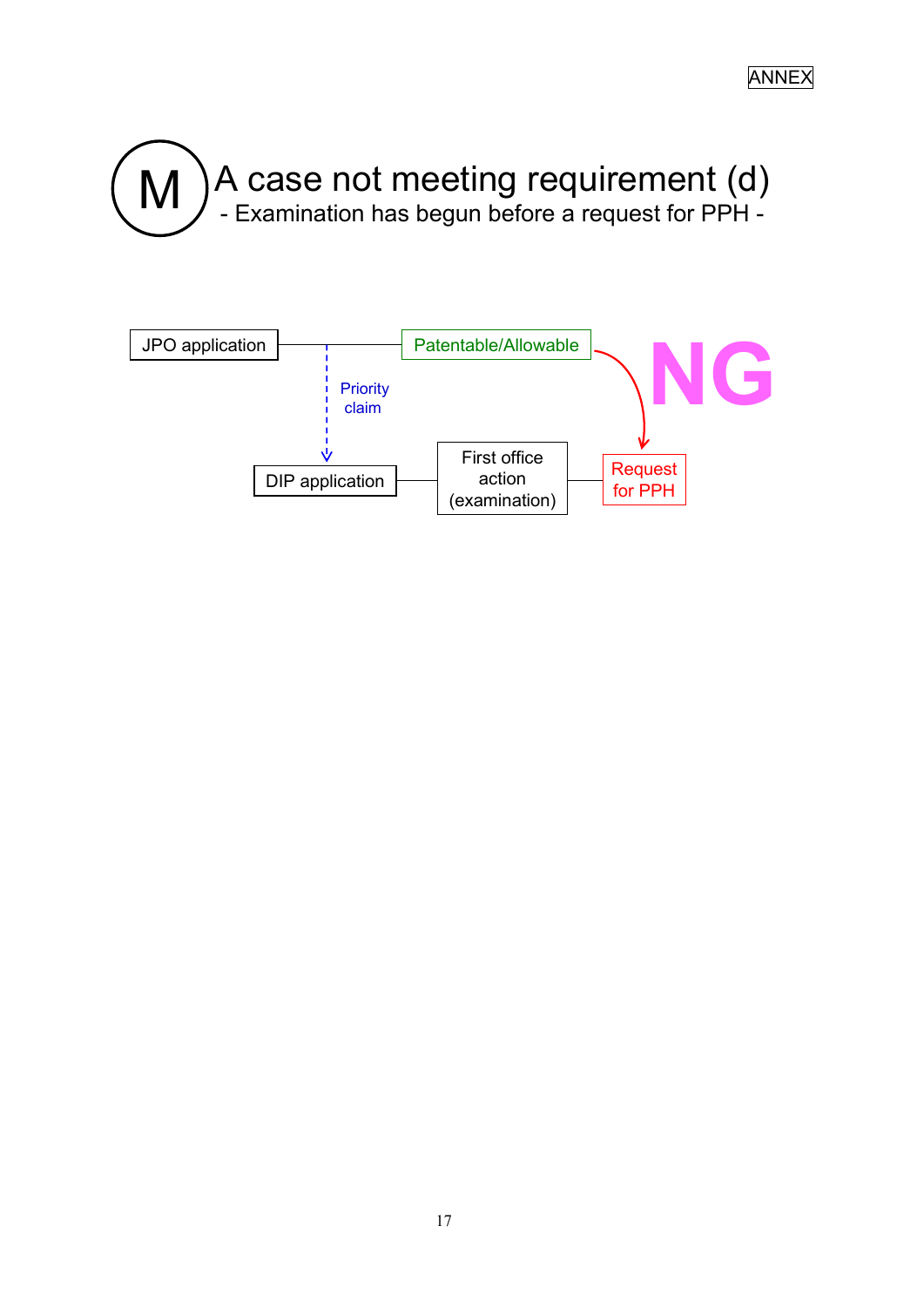ANNEX

# M A case not meeting requirement (d)

- Examination has begun before a request for PPH -

JPO application

Patentable/Allowable

Priority claim

NG

DIP application

First office action (examination)

Request for PPH